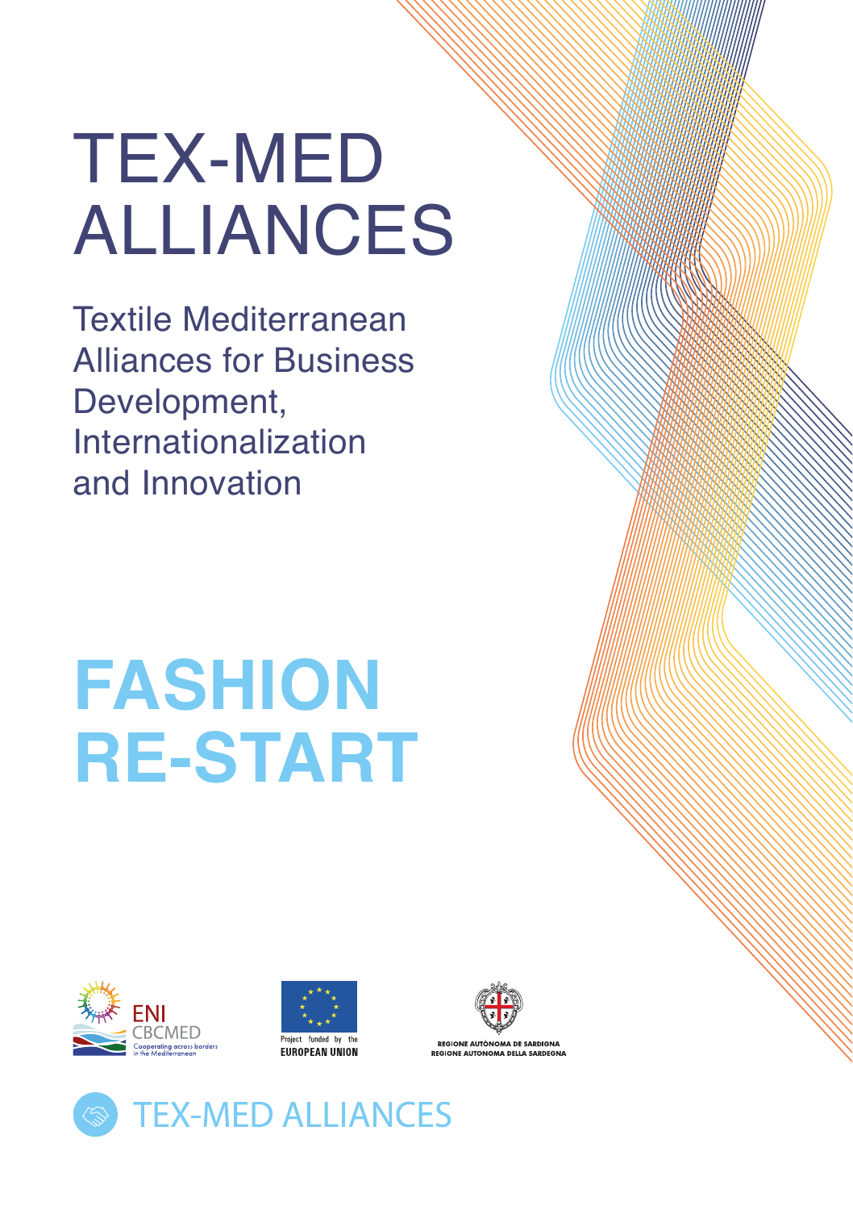# TEX-MED ALLIANCES

Textile Mediterranean Alliances for Business Development, Internationalization and Innovation

# FASHION RE-START

ENI CBCMED
Cooperating across borders in the Mediterranean

Project funded by the EUROPEAN UNION

REGIONE AUTÒNOMA DE SARDIGNA
REGIONE AUTONOMA DELLA SARDEGNA

TEX-MED ALLIANCES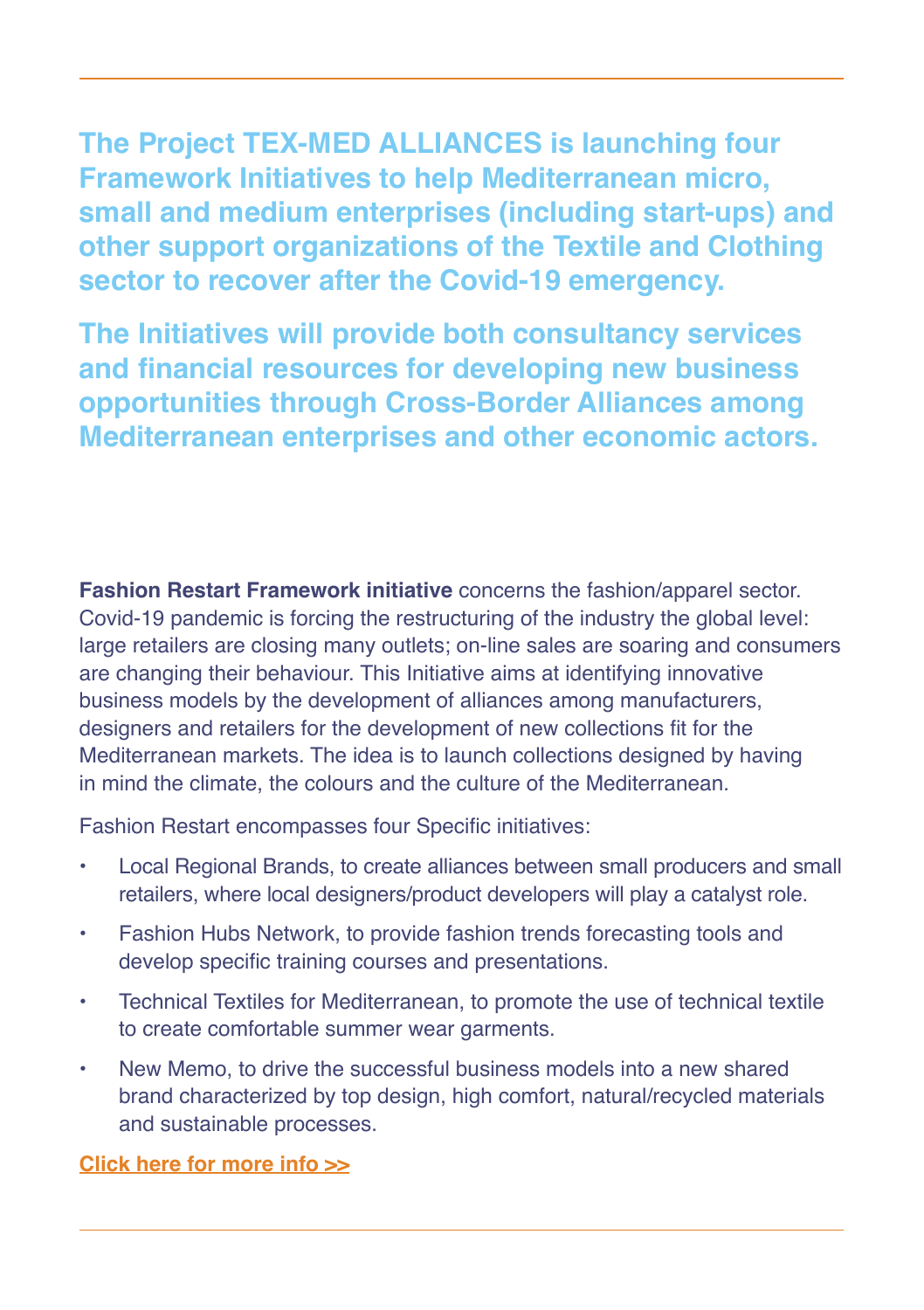**The Project TEX-MED ALLIANCES is launching four Framework Initiatives to help Mediterranean micro, small and medium enterprises (including start-ups) and other support organizations of the Textile and Clothing sector to recover after the Covid-19 emergency.**

**The Initiatives will provide both consultancy services and financial resources for developing new business opportunities through Cross-Border Alliances among Mediterranean enterprises and other economic actors.**

**Fashion Restart Framework initiative** concerns the fashion/apparel sector. Covid-19 pandemic is forcing the restructuring of the industry the global level: large retailers are closing many outlets; on-line sales are soaring and consumers are changing their behaviour. This Initiative aims at identifying innovative business models by the development of alliances among manufacturers, designers and retailers for the development of new collections fit for the Mediterranean markets. The idea is to launch collections designed by having in mind the climate, the colours and the culture of the Mediterranean.

Fashion Restart encompasses four Specific initiatives:

- Local Regional Brands, to create alliances between small producers and small retailers, where local designers/product developers will play a catalyst role.
- Fashion Hubs Network, to provide fashion trends forecasting tools and develop specific training courses and presentations.
- Technical Textiles for Mediterranean, to promote the use of technical textile to create comfortable summer wear garments.
- New Memo, to drive the successful business models into a new shared brand characterized by top design, high comfort, natural/recycled materials and sustainable processes.

Click here for more info >>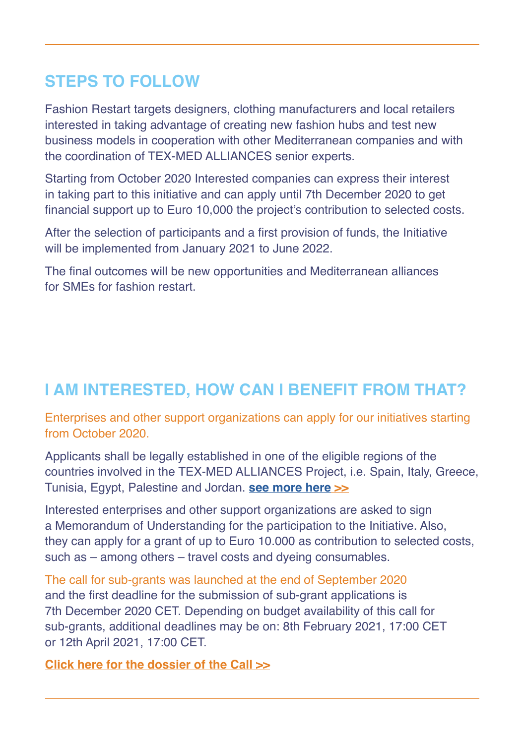## STEPS TO FOLLOW

Fashion Restart targets designers, clothing manufacturers and local retailers interested in taking advantage of creating new fashion hubs and test new business models in cooperation with other Mediterranean companies and with the coordination of TEX-MED ALLIANCES senior experts.

Starting from October 2020 Interested companies can express their interest in taking part to this initiative and can apply until 7th December 2020 to get financial support up to Euro 10,000 the project's contribution to selected costs.

After the selection of participants and a first provision of funds, the Initiative will be implemented from January 2021 to June 2022.

The final outcomes will be new opportunities and Mediterranean alliances for SMEs for fashion restart.

## I AM INTERESTED, HOW CAN I BENEFIT FROM THAT?

Enterprises and other support organizations can apply for our initiatives starting from October 2020.

Applicants shall be legally established in one of the eligible regions of the countries involved in the TEX-MED ALLIANCES Project, i.e. Spain, Italy, Greece, Tunisia, Egypt, Palestine and Jordan. **see more here >>**

Interested enterprises and other support organizations are asked to sign a Memorandum of Understanding for the participation to the Initiative. Also, they can apply for a grant of up to Euro 10.000 as contribution to selected costs, such as – among others – travel costs and dyeing consumables.

The call for sub-grants was launched at the end of September 2020 and the first deadline for the submission of sub-grant applications is 7th December 2020 CET. Depending on budget availability of this call for sub-grants, additional deadlines may be on: 8th February 2021, 17:00 CET or 12th April 2021, 17:00 CET.

**Click here for the dossier of the Call >>**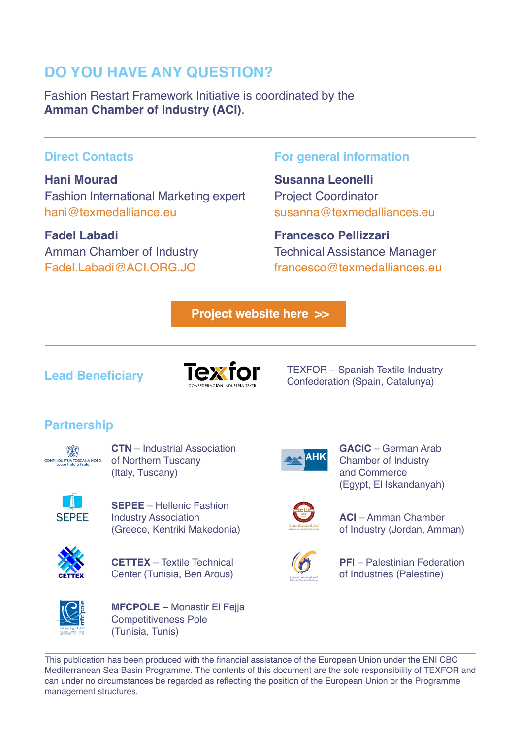## DO YOU HAVE ANY QUESTION?

Fashion Restart Framework Initiative is coordinated by the **Amman Chamber of Industry (ACI)**.

### Direct Contacts

**Hani Mourad**
Fashion International Marketing expert
hani@texmedalliance.eu

**Fadel Labadi**
Amman Chamber of Industry
Fadel.Labadi@ACI.ORG.JO

### For general information

**Susanna Leonelli**
Project Coordinator
susanna@texmedalliances.eu

**Francesco Pellizzari**
Technical Assistance Manager
francesco@texmedalliances.eu

**Project website here >>**

### Lead Beneficiary

Texfor CONFEDERACIÓN INDUSTRIA TEXTIL

TEXFOR – Spanish Textile Industry Confederation (Spain, Catalunya)

### Partnership

**CTN** – Industrial Association of Northern Tuscany (Italy, Tuscany)

**SEPEE** – Hellenic Fashion Industry Association (Greece, Kentriki Makedonia)

**CETTEX** – Textile Technical Center (Tunisia, Ben Arous)

**MFCPOLE** – Monastir El Fejja Competitiveness Pole (Tunisia, Tunis)

**GACIC** – German Arab Chamber of Industry and Commerce (Egypt, El Iskandanyah)

**ACI** – Amman Chamber of Industry (Jordan, Amman)

**PFI** – Palestinian Federation of Industries (Palestine)

This publication has been produced with the financial assistance of the European Union under the ENI CBC Mediterranean Sea Basin Programme. The contents of this document are the sole responsibility of TEXFOR and can under no circumstances be regarded as reflecting the position of the European Union or the Programme management structures.